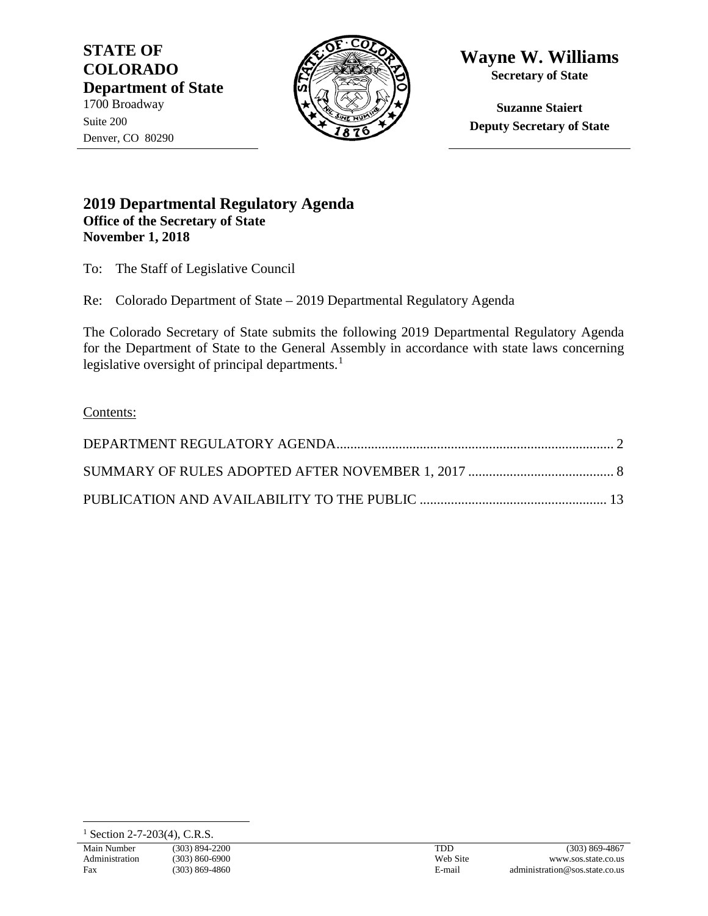**STATE OF COLORADO**
**Department of State**
1700 Broadway
Suite 200
Denver, CO 80290

**Wayne W. Williams**
**Secretary of State**

**Suzanne Staiert**
**Deputy Secretary of State**

## 2019 Departmental Regulatory Agenda
**Office of the Secretary of State**
**November 1, 2018**

To: The Staff of Legislative Council

Re: Colorado Department of State – 2019 Departmental Regulatory Agenda

The Colorado Secretary of State submits the following 2019 Departmental Regulatory Agenda for the Department of State to the General Assembly in accordance with state laws concerning legislative oversight of principal departments.[1]

Contents:

DEPARTMENT REGULATORY AGENDA ........ 2

SUMMARY OF RULES ADOPTED AFTER NOVEMBER 1, 2017 ........ 8

PUBLICATION AND AVAILABILITY TO THE PUBLIC ........ 13

[1] Section 2-7-203(4), C.R.S.

| | | | |
|---|---|---|---|
| Main Number | (303) 894-2200 | TDD | (303) 869-4867 |
| Administration | (303) 860-6900 | Web Site | www.sos.state.co.us |
| Fax | (303) 869-4860 | E-mail | administration@sos.state.co.us |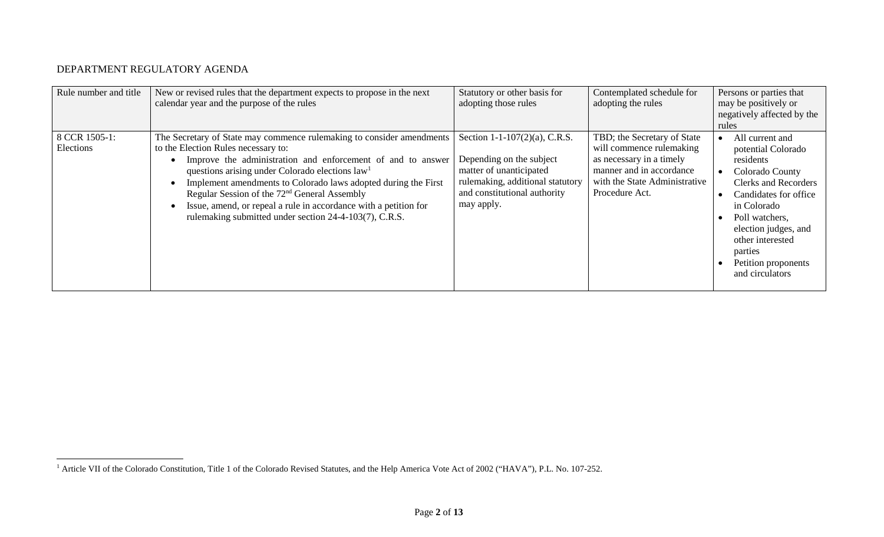DEPARTMENT REGULATORY AGENDA

| Rule number and title | New or revised rules that the department expects to propose in the next calendar year and the purpose of the rules | Statutory or other basis for adopting those rules | Contemplated schedule for adopting the rules | Persons or parties that may be positively or negatively affected by the rules |
|---|---|---|---|---|
| 8 CCR 1505-1: Elections | The Secretary of State may commence rulemaking to consider amendments to the Election Rules necessary to:<br>• Improve the administration and enforcement of and to answer questions arising under Colorado elections law[1]<br>• Implement amendments to Colorado laws adopted during the First Regular Session of the 72nd General Assembly<br>• Issue, amend, or repeal a rule in accordance with a petition for rulemaking submitted under section 24-4-103(7), C.R.S. | Section 1-1-107(2)(a), C.R.S.<br><br>Depending on the subject matter of unanticipated rulemaking, additional statutory and constitutional authority may apply. | TBD; the Secretary of State will commence rulemaking as necessary in a timely manner and in accordance with the State Administrative Procedure Act. | • All current and potential Colorado residents<br>• Colorado County Clerks and Recorders<br>• Candidates for office in Colorado<br>• Poll watchers, election judges, and other interested parties<br>• Petition proponents and circulators |

[1] Article VII of the Colorado Constitution, Title 1 of the Colorado Revised Statutes, and the Help America Vote Act of 2002 ("HAVA"), P.L. No. 107-252.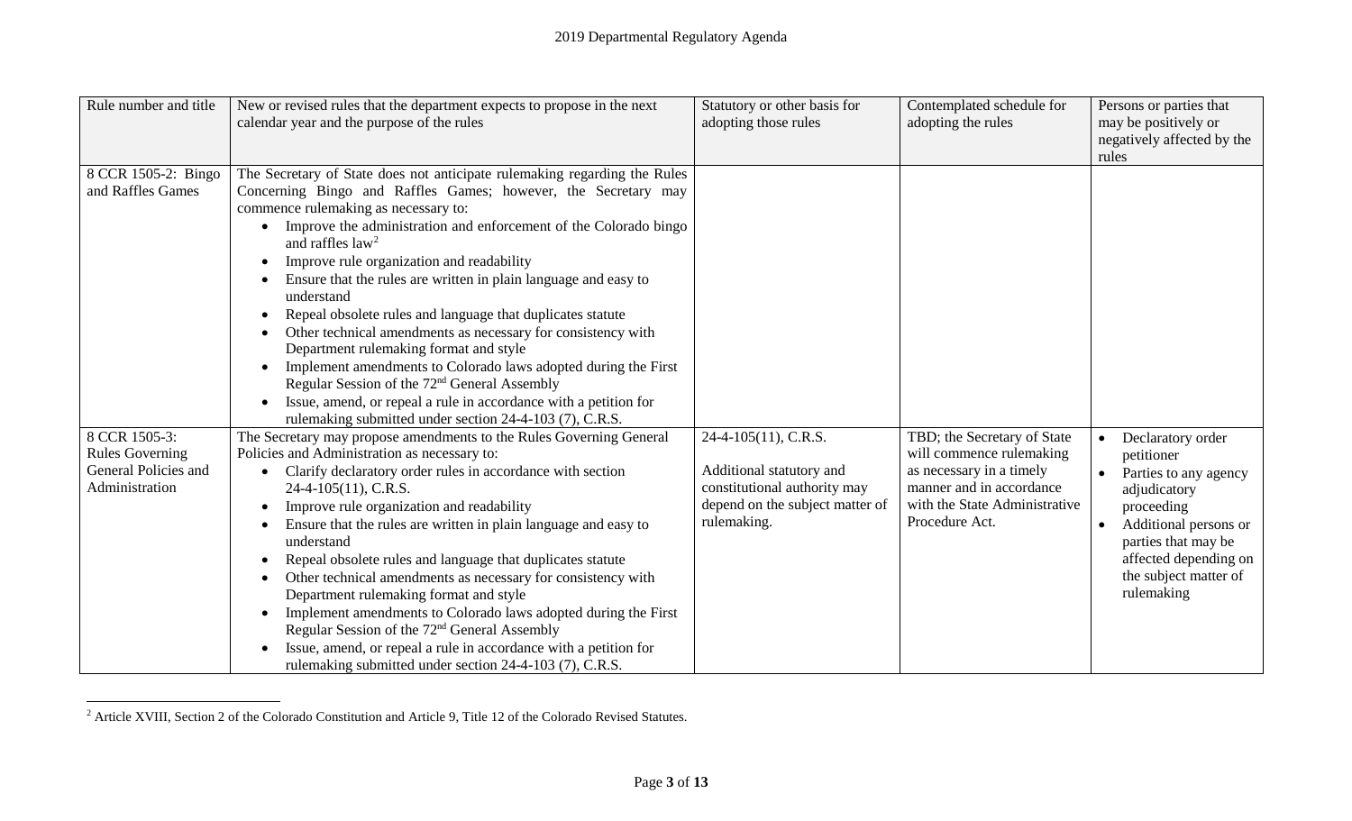| Rule number and title | New or revised rules that the department expects to propose in the next calendar year and the purpose of the rules | Statutory or other basis for adopting those rules | Contemplated schedule for adopting the rules | Persons or parties that may be positively or negatively affected by the rules |
|---|---|---|---|---|
| 8 CCR 1505-2: Bingo and Raffles Games | The Secretary of State does not anticipate rulemaking regarding the Rules Concerning Bingo and Raffles Games; however, the Secretary may commence rulemaking as necessary to:<br>• Improve the administration and enforcement of the Colorado bingo and raffles law[2]<br>• Improve rule organization and readability<br>• Ensure that the rules are written in plain language and easy to understand<br>• Repeal obsolete rules and language that duplicates statute<br>• Other technical amendments as necessary for consistency with Department rulemaking format and style<br>• Implement amendments to Colorado laws adopted during the First Regular Session of the 72nd General Assembly<br>• Issue, amend, or repeal a rule in accordance with a petition for rulemaking submitted under section 24-4-103 (7), C.R.S. | | | |
| 8 CCR 1505-3: Rules Governing General Policies and Administration | The Secretary may propose amendments to the Rules Governing General Policies and Administration as necessary to:<br>• Clarify declaratory order rules in accordance with section 24-4-105(11), C.R.S.<br>• Improve rule organization and readability<br>• Ensure that the rules are written in plain language and easy to understand<br>• Repeal obsolete rules and language that duplicates statute<br>• Other technical amendments as necessary for consistency with Department rulemaking format and style<br>• Implement amendments to Colorado laws adopted during the First Regular Session of the 72nd General Assembly<br>• Issue, amend, or repeal a rule in accordance with a petition for rulemaking submitted under section 24-4-103 (7), C.R.S. | 24-4-105(11), C.R.S.<br><br>Additional statutory and constitutional authority may depend on the subject matter of rulemaking. | TBD; the Secretary of State will commence rulemaking as necessary in a timely manner and in accordance with the State Administrative Procedure Act. | • Declaratory order petitioner<br>• Parties to any agency adjudicatory proceeding<br>• Additional persons or parties that may be affected depending on the subject matter of rulemaking |

[2] Article XVIII, Section 2 of the Colorado Constitution and Article 9, Title 12 of the Colorado Revised Statutes.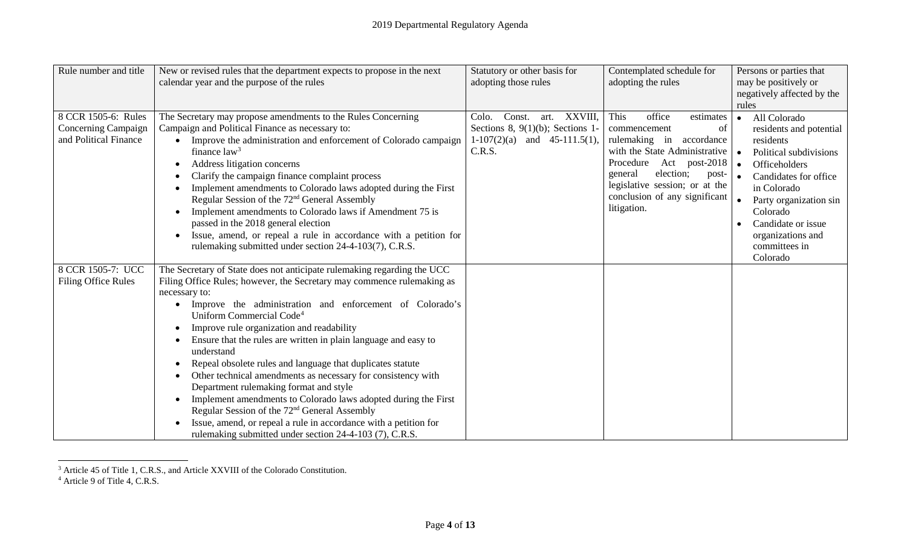| Rule number and title | New or revised rules that the department expects to propose in the next calendar year and the purpose of the rules | Statutory or other basis for adopting those rules | Contemplated schedule for adopting the rules | Persons or parties that may be positively or negatively affected by the rules |
|---|---|---|---|---|
| 8 CCR 1505-6: Rules Concerning Campaign and Political Finance | The Secretary may propose amendments to the Rules Concerning Campaign and Political Finance as necessary to:<br>• Improve the administration and enforcement of Colorado campaign finance law[3]<br>• Address litigation concerns<br>• Clarify the campaign finance complaint process<br>• Implement amendments to Colorado laws adopted during the First Regular Session of the 72nd General Assembly<br>• Implement amendments to Colorado laws if Amendment 75 is passed in the 2018 general election<br>• Issue, amend, or repeal a rule in accordance with a petition for rulemaking submitted under section 24-4-103(7), C.R.S. | Colo. Const. art. XXVIII, Sections 8, 9(1)(b); Sections 1-1-107(2)(a) and 45-111.5(1), C.R.S. | This office estimates commencement of rulemaking in accordance with the State Administrative Procedure Act post-2018 general election; post-legislative session; or at the conclusion of any significant litigation. | • All Colorado residents and potential residents<br>• Political subdivisions<br>• Officeholders<br>• Candidates for office in Colorado<br>• Party organization sin Colorado<br>• Candidate or issue organizations and committees in Colorado |
| 8 CCR 1505-7: UCC Filing Office Rules | The Secretary of State does not anticipate rulemaking regarding the UCC Filing Office Rules; however, the Secretary may commence rulemaking as necessary to:<br>• Improve the administration and enforcement of Colorado's Uniform Commercial Code[4]<br>• Improve rule organization and readability<br>• Ensure that the rules are written in plain language and easy to understand<br>• Repeal obsolete rules and language that duplicates statute<br>• Other technical amendments as necessary for consistency with Department rulemaking format and style<br>• Implement amendments to Colorado laws adopted during the First Regular Session of the 72nd General Assembly<br>• Issue, amend, or repeal a rule in accordance with a petition for rulemaking submitted under section 24-4-103 (7), C.R.S. | | | |

[3] Article 45 of Title 1, C.R.S., and Article XXVIII of the Colorado Constitution.

[4] Article 9 of Title 4, C.R.S.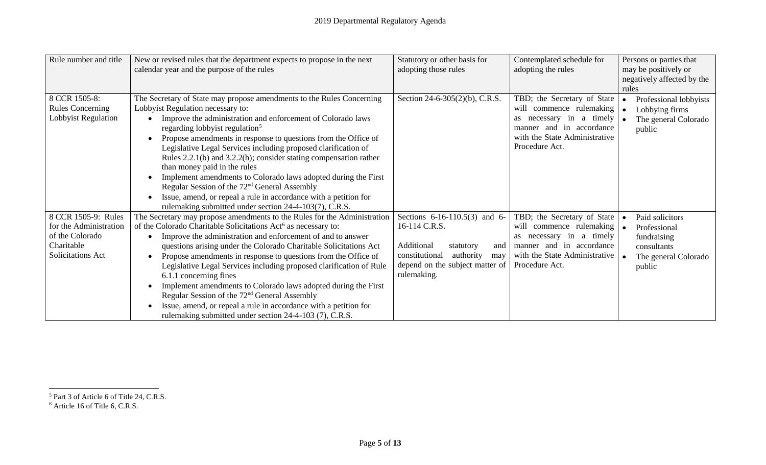| Rule number and title | New or revised rules that the department expects to propose in the next calendar year and the purpose of the rules | Statutory or other basis for adopting those rules | Contemplated schedule for adopting the rules | Persons or parties that may be positively or negatively affected by the rules |
|---|---|---|---|---|
| 8 CCR 1505-8: Rules Concerning Lobbyist Regulation | The Secretary of State may propose amendments to the Rules Concerning Lobbyist Regulation necessary to:<br>• Improve the administration and enforcement of Colorado laws regarding lobbyist regulation[5]<br>• Propose amendments in response to questions from the Office of Legislative Legal Services including proposed clarification of Rules 2.2.1(b) and 3.2.2(b); consider stating compensation rather than money paid in the rules<br>• Implement amendments to Colorado laws adopted during the First Regular Session of the 72nd General Assembly<br>• Issue, amend, or repeal a rule in accordance with a petition for rulemaking submitted under section 24-4-103(7), C.R.S. | Section 24-6-305(2)(b), C.R.S. | TBD; the Secretary of State will commence rulemaking as necessary in a timely manner and in accordance with the State Administrative Procedure Act. | • Professional lobbyists<br>• Lobbying firms<br>• The general Colorado public |
| 8 CCR 1505-9: Rules for the Administration of the Colorado Charitable Solicitations Act | The Secretary may propose amendments to the Rules for the Administration of the Colorado Charitable Solicitations Act[6] as necessary to:<br>• Improve the administration and enforcement of and to answer questions arising under the Colorado Charitable Solicitations Act<br>• Propose amendments in response to questions from the Office of Legislative Legal Services including proposed clarification of Rule 6.1.1 concerning fines<br>• Implement amendments to Colorado laws adopted during the First Regular Session of the 72nd General Assembly<br>• Issue, amend, or repeal a rule in accordance with a petition for rulemaking submitted under section 24-4-103 (7), C.R.S. | Sections 6-16-110.5(3) and 6-16-114 C.R.S.<br><br>Additional statutory and constitutional authority may depend on the subject matter of rulemaking. | TBD; the Secretary of State will commence rulemaking as necessary in a timely manner and in accordance with the State Administrative Procedure Act. | • Paid solicitors<br>• Professional fundraising consultants<br>• The general Colorado public |

[5] Part 3 of Article 6 of Title 24, C.R.S.

[6] Article 16 of Title 6, C.R.S.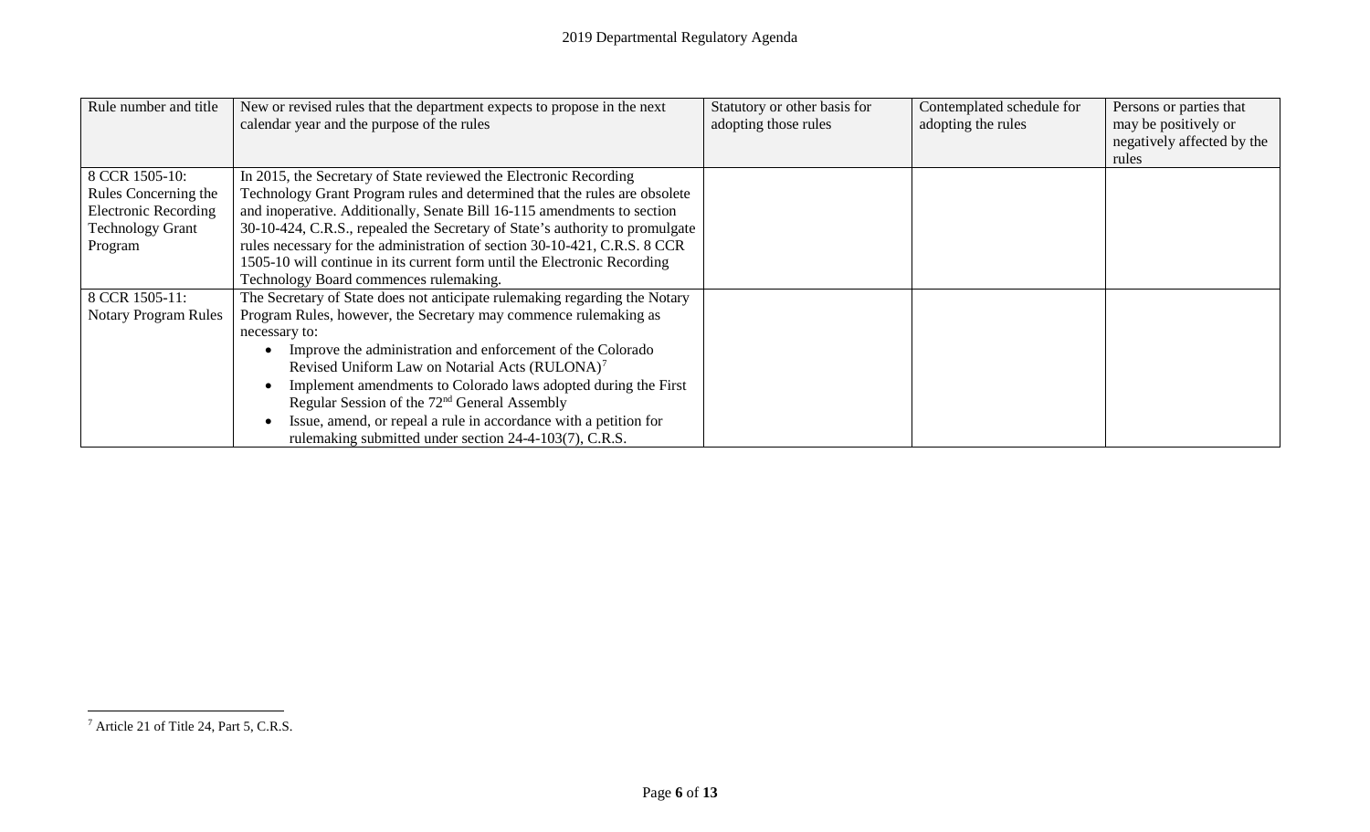| Rule number and title | New or revised rules that the department expects to propose in the next calendar year and the purpose of the rules | Statutory or other basis for adopting those rules | Contemplated schedule for adopting the rules | Persons or parties that may be positively or negatively affected by the rules |
|---|---|---|---|---|
| 8 CCR 1505-10: Rules Concerning the Electronic Recording Technology Grant Program | In 2015, the Secretary of State reviewed the Electronic Recording Technology Grant Program rules and determined that the rules are obsolete and inoperative. Additionally, Senate Bill 16-115 amendments to section 30-10-424, C.R.S., repealed the Secretary of State's authority to promulgate rules necessary for the administration of section 30-10-421, C.R.S. 8 CCR 1505-10 will continue in its current form until the Electronic Recording Technology Board commences rulemaking. | | | |
| 8 CCR 1505-11: Notary Program Rules | The Secretary of State does not anticipate rulemaking regarding the Notary Program Rules, however, the Secretary may commence rulemaking as necessary to: <br>• Improve the administration and enforcement of the Colorado Revised Uniform Law on Notarial Acts (RULONA)[7] <br>• Implement amendments to Colorado laws adopted during the First Regular Session of the 72nd General Assembly <br>• Issue, amend, or repeal a rule in accordance with a petition for rulemaking submitted under section 24-4-103(7), C.R.S. | | | |

[7] Article 21 of Title 24, Part 5, C.R.S.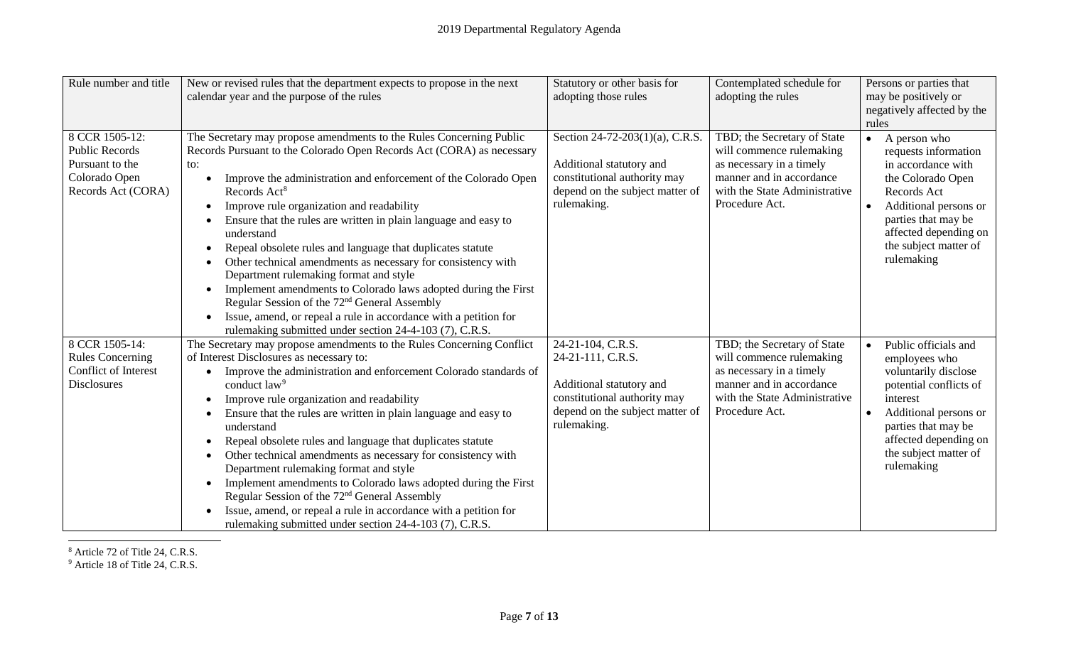| Rule number and title | New or revised rules that the department expects to propose in the next calendar year and the purpose of the rules | Statutory or other basis for adopting those rules | Contemplated schedule for adopting the rules | Persons or parties that may be positively or negatively affected by the rules |
|---|---|---|---|---|
| 8 CCR 1505-12: Public Records Pursuant to the Colorado Open Records Act (CORA) | The Secretary may propose amendments to the Rules Concerning Public Records Pursuant to the Colorado Open Records Act (CORA) as necessary to:<br>• Improve the administration and enforcement of the Colorado Open Records Act[8]<br>• Improve rule organization and readability<br>• Ensure that the rules are written in plain language and easy to understand<br>• Repeal obsolete rules and language that duplicates statute<br>• Other technical amendments as necessary for consistency with Department rulemaking format and style<br>• Implement amendments to Colorado laws adopted during the First Regular Session of the 72nd General Assembly<br>• Issue, amend, or repeal a rule in accordance with a petition for rulemaking submitted under section 24-4-103 (7), C.R.S. | Section 24-72-203(1)(a), C.R.S.<br><br>Additional statutory and constitutional authority may depend on the subject matter of rulemaking. | TBD; the Secretary of State will commence rulemaking as necessary in a timely manner and in accordance with the State Administrative Procedure Act. | • A person who requests information in accordance with the Colorado Open Records Act<br>• Additional persons or parties that may be affected depending on the subject matter of rulemaking |
| 8 CCR 1505-14: Rules Concerning Conflict of Interest Disclosures | The Secretary may propose amendments to the Rules Concerning Conflict of Interest Disclosures as necessary to:<br>• Improve the administration and enforcement Colorado standards of conduct law[9]<br>• Improve rule organization and readability<br>• Ensure that the rules are written in plain language and easy to understand<br>• Repeal obsolete rules and language that duplicates statute<br>• Other technical amendments as necessary for consistency with Department rulemaking format and style<br>• Implement amendments to Colorado laws adopted during the First Regular Session of the 72nd General Assembly<br>• Issue, amend, or repeal a rule in accordance with a petition for rulemaking submitted under section 24-4-103 (7), C.R.S. | 24-21-104, C.R.S.<br>24-21-111, C.R.S.<br><br>Additional statutory and constitutional authority may depend on the subject matter of rulemaking. | TBD; the Secretary of State will commence rulemaking as necessary in a timely manner and in accordance with the State Administrative Procedure Act. | • Public officials and employees who voluntarily disclose potential conflicts of interest<br>• Additional persons or parties that may be affected depending on the subject matter of rulemaking |

[8] Article 72 of Title 24, C.R.S.

[9] Article 18 of Title 24, C.R.S.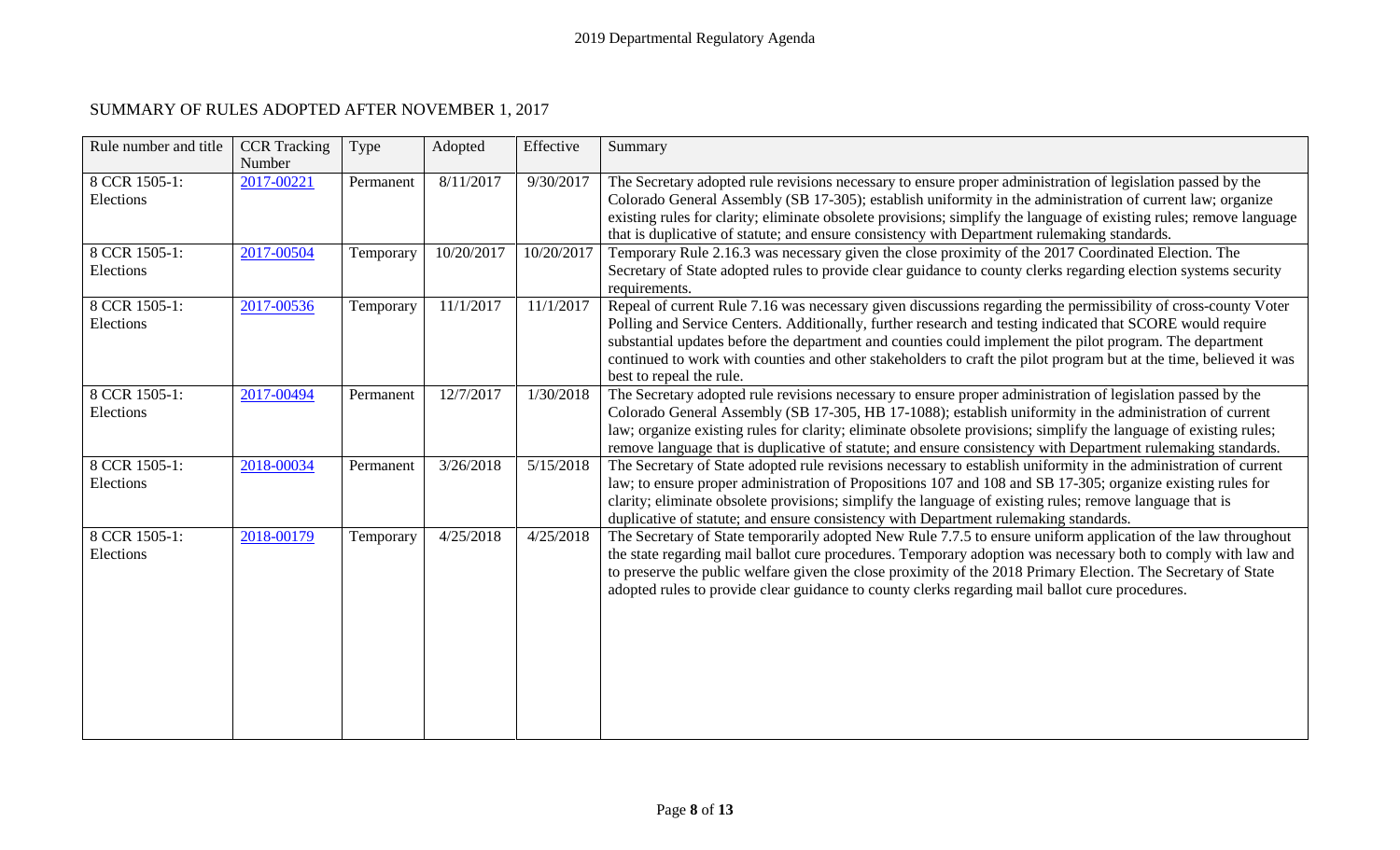## SUMMARY OF RULES ADOPTED AFTER NOVEMBER 1, 2017

| Rule number and title | CCR Tracking Number | Type | Adopted | Effective | Summary |
|---|---|---|---|---|---|
| 8 CCR 1505-1: Elections | 2017-00221 | Permanent | 8/11/2017 | 9/30/2017 | The Secretary adopted rule revisions necessary to ensure proper administration of legislation passed by the Colorado General Assembly (SB 17-305); establish uniformity in the administration of current law; organize existing rules for clarity; eliminate obsolete provisions; simplify the language of existing rules; remove language that is duplicative of statute; and ensure consistency with Department rulemaking standards. |
| 8 CCR 1505-1: Elections | 2017-00504 | Temporary | 10/20/2017 | 10/20/2017 | Temporary Rule 2.16.3 was necessary given the close proximity of the 2017 Coordinated Election. The Secretary of State adopted rules to provide clear guidance to county clerks regarding election systems security requirements. |
| 8 CCR 1505-1: Elections | 2017-00536 | Temporary | 11/1/2017 | 11/1/2017 | Repeal of current Rule 7.16 was necessary given discussions regarding the permissibility of cross-county Voter Polling and Service Centers. Additionally, further research and testing indicated that SCORE would require substantial updates before the department and counties could implement the pilot program. The department continued to work with counties and other stakeholders to craft the pilot program but at the time, believed it was best to repeal the rule. |
| 8 CCR 1505-1: Elections | 2017-00494 | Permanent | 12/7/2017 | 1/30/2018 | The Secretary adopted rule revisions necessary to ensure proper administration of legislation passed by the Colorado General Assembly (SB 17-305, HB 17-1088); establish uniformity in the administration of current law; organize existing rules for clarity; eliminate obsolete provisions; simplify the language of existing rules; remove language that is duplicative of statute; and ensure consistency with Department rulemaking standards. |
| 8 CCR 1505-1: Elections | 2018-00034 | Permanent | 3/26/2018 | 5/15/2018 | The Secretary of State adopted rule revisions necessary to establish uniformity in the administration of current law; to ensure proper administration of Propositions 107 and 108 and SB 17-305; organize existing rules for clarity; eliminate obsolete provisions; simplify the language of existing rules; remove language that is duplicative of statute; and ensure consistency with Department rulemaking standards. |
| 8 CCR 1505-1: Elections | 2018-00179 | Temporary | 4/25/2018 | 4/25/2018 | The Secretary of State temporarily adopted New Rule 7.7.5 to ensure uniform application of the law throughout the state regarding mail ballot cure procedures. Temporary adoption was necessary both to comply with law and to preserve the public welfare given the close proximity of the 2018 Primary Election. The Secretary of State adopted rules to provide clear guidance to county clerks regarding mail ballot cure procedures. |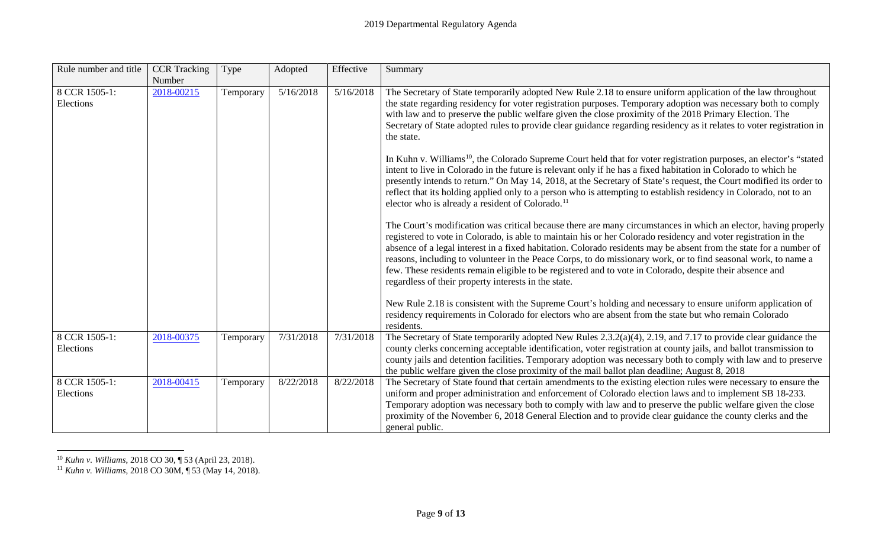| Rule number and title | CCR Tracking Number | Type | Adopted | Effective | Summary |
|---|---|---|---|---|---|
| 8 CCR 1505-1: Elections | 2018-00215 | Temporary | 5/16/2018 | 5/16/2018 | The Secretary of State temporarily adopted New Rule 2.18 to ensure uniform application of the law throughout the state regarding residency for voter registration purposes. Temporary adoption was necessary both to comply with law and to preserve the public welfare given the close proximity of the 2018 Primary Election. The Secretary of State adopted rules to provide clear guidance regarding residency as it relates to voter registration in the state.<br><br>In Kuhn v. Williams[10], the Colorado Supreme Court held that for voter registration purposes, an elector's "stated intent to live in Colorado in the future is relevant only if he has a fixed habitation in Colorado to which he presently intends to return." On May 14, 2018, at the Secretary of State's request, the Court modified its order to reflect that its holding applied only to a person who is attempting to establish residency in Colorado, not to an elector who is already a resident of Colorado.[11]<br><br>The Court's modification was critical because there are many circumstances in which an elector, having properly registered to vote in Colorado, is able to maintain his or her Colorado residency and voter registration in the absence of a legal interest in a fixed habitation. Colorado residents may be absent from the state for a number of reasons, including to volunteer in the Peace Corps, to do missionary work, or to find seasonal work, to name a few. These residents remain eligible to be registered and to vote in Colorado, despite their absence and regardless of their property interests in the state.<br><br>New Rule 2.18 is consistent with the Supreme Court's holding and necessary to ensure uniform application of residency requirements in Colorado for electors who are absent from the state but who remain Colorado residents. |
| 8 CCR 1505-1: Elections | 2018-00375 | Temporary | 7/31/2018 | 7/31/2018 | The Secretary of State temporarily adopted New Rules 2.3.2(a)(4), 2.19, and 7.17 to provide clear guidance the county clerks concerning acceptable identification, voter registration at county jails, and ballot transmission to county jails and detention facilities. Temporary adoption was necessary both to comply with law and to preserve the public welfare given the close proximity of the mail ballot plan deadline; August 8, 2018 |
| 8 CCR 1505-1: Elections | 2018-00415 | Temporary | 8/22/2018 | 8/22/2018 | The Secretary of State found that certain amendments to the existing election rules were necessary to ensure the uniform and proper administration and enforcement of Colorado election laws and to implement SB 18-233. Temporary adoption was necessary both to comply with law and to preserve the public welfare given the close proximity of the November 6, 2018 General Election and to provide clear guidance the county clerks and the general public. |

[10] *Kuhn v. Williams*, 2018 CO 30, ¶ 53 (April 23, 2018).

[11] *Kuhn v. Williams*, 2018 CO 30M, ¶ 53 (May 14, 2018).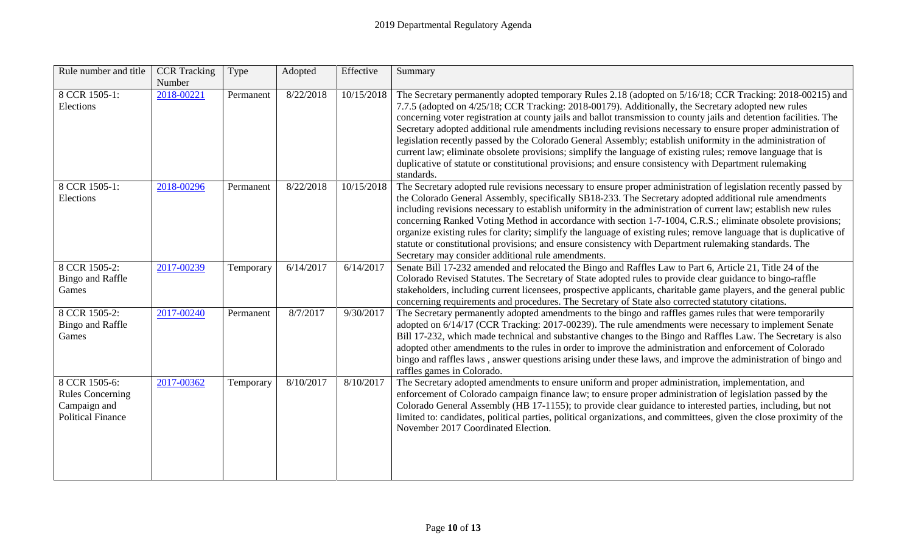| Rule number and title | CCR Tracking Number | Type | Adopted | Effective | Summary |
|---|---|---|---|---|---|
| 8 CCR 1505-1: Elections | 2018-00221 | Permanent | 8/22/2018 | 10/15/2018 | The Secretary permanently adopted temporary Rules 2.18 (adopted on 5/16/18; CCR Tracking: 2018-00215) and 7.7.5 (adopted on 4/25/18; CCR Tracking: 2018-00179). Additionally, the Secretary adopted new rules concerning voter registration at county jails and ballot transmission to county jails and detention facilities. The Secretary adopted additional rule amendments including revisions necessary to ensure proper administration of legislation recently passed by the Colorado General Assembly; establish uniformity in the administration of current law; eliminate obsolete provisions; simplify the language of existing rules; remove language that is duplicative of statute or constitutional provisions; and ensure consistency with Department rulemaking standards. |
| 8 CCR 1505-1: Elections | 2018-00296 | Permanent | 8/22/2018 | 10/15/2018 | The Secretary adopted rule revisions necessary to ensure proper administration of legislation recently passed by the Colorado General Assembly, specifically SB18-233. The Secretary adopted additional rule amendments including revisions necessary to establish uniformity in the administration of current law; establish new rules concerning Ranked Voting Method in accordance with section 1-7-1004, C.R.S.; eliminate obsolete provisions; organize existing rules for clarity; simplify the language of existing rules; remove language that is duplicative of statute or constitutional provisions; and ensure consistency with Department rulemaking standards. The Secretary may consider additional rule amendments. |
| 8 CCR 1505-2: Bingo and Raffle Games | 2017-00239 | Temporary | 6/14/2017 | 6/14/2017 | Senate Bill 17-232 amended and relocated the Bingo and Raffles Law to Part 6, Article 21, Title 24 of the Colorado Revised Statutes. The Secretary of State adopted rules to provide clear guidance to bingo-raffle stakeholders, including current licensees, prospective applicants, charitable game players, and the general public concerning requirements and procedures. The Secretary of State also corrected statutory citations. |
| 8 CCR 1505-2: Bingo and Raffle Games | 2017-00240 | Permanent | 8/7/2017 | 9/30/2017 | The Secretary permanently adopted amendments to the bingo and raffles games rules that were temporarily adopted on 6/14/17 (CCR Tracking: 2017-00239). The rule amendments were necessary to implement Senate Bill 17-232, which made technical and substantive changes to the Bingo and Raffles Law. The Secretary is also adopted other amendments to the rules in order to improve the administration and enforcement of Colorado bingo and raffles laws , answer questions arising under these laws, and improve the administration of bingo and raffles games in Colorado. |
| 8 CCR 1505-6: Rules Concerning Campaign and Political Finance | 2017-00362 | Temporary | 8/10/2017 | 8/10/2017 | The Secretary adopted amendments to ensure uniform and proper administration, implementation, and enforcement of Colorado campaign finance law; to ensure proper administration of legislation passed by the Colorado General Assembly (HB 17-1155); to provide clear guidance to interested parties, including, but not limited to: candidates, political parties, political organizations, and committees, given the close proximity of the November 2017 Coordinated Election. |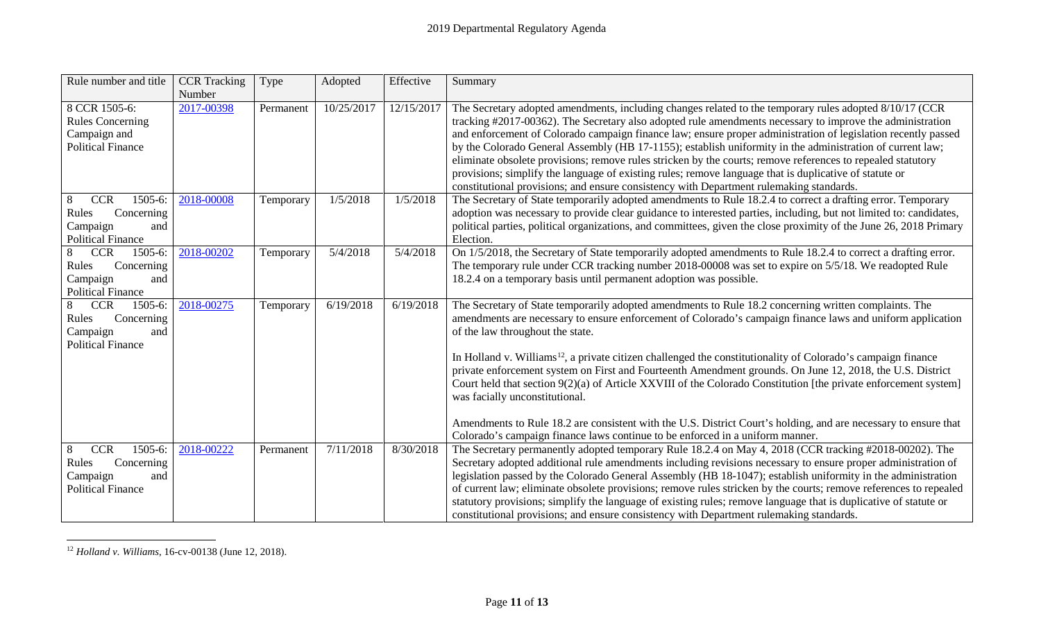| Rule number and title | CCR Tracking Number | Type | Adopted | Effective | Summary |
|---|---|---|---|---|---|
| 8 CCR 1505-6: Rules Concerning Campaign and Political Finance | 2017-00398 | Permanent | 10/25/2017 | 12/15/2017 | The Secretary adopted amendments, including changes related to the temporary rules adopted 8/10/17 (CCR tracking #2017-00362). The Secretary also adopted rule amendments necessary to improve the administration and enforcement of Colorado campaign finance law; ensure proper administration of legislation recently passed by the Colorado General Assembly (HB 17-1155); establish uniformity in the administration of current law; eliminate obsolete provisions; remove rules stricken by the courts; remove references to repealed statutory provisions; simplify the language of existing rules; remove language that is duplicative of statute or constitutional provisions; and ensure consistency with Department rulemaking standards. |
| 8 CCR 1505-6: Rules Concerning Campaign and Political Finance | 2018-00008 | Temporary | 1/5/2018 | 1/5/2018 | The Secretary of State temporarily adopted amendments to Rule 18.2.4 to correct a drafting error. Temporary adoption was necessary to provide clear guidance to interested parties, including, but not limited to: candidates, political parties, political organizations, and committees, given the close proximity of the June 26, 2018 Primary Election. |
| 8 CCR 1505-6: Rules Concerning Campaign and Political Finance | 2018-00202 | Temporary | 5/4/2018 | 5/4/2018 | On 1/5/2018, the Secretary of State temporarily adopted amendments to Rule 18.2.4 to correct a drafting error. The temporary rule under CCR tracking number 2018-00008 was set to expire on 5/5/18. We readopted Rule 18.2.4 on a temporary basis until permanent adoption was possible. |
| 8 CCR 1505-6: Rules Concerning Campaign and Political Finance | 2018-00275 | Temporary | 6/19/2018 | 6/19/2018 | The Secretary of State temporarily adopted amendments to Rule 18.2 concerning written complaints. The amendments are necessary to ensure enforcement of Colorado's campaign finance laws and uniform application of the law throughout the state.<br><br>In Holland v. Williams[12], a private citizen challenged the constitutionality of Colorado's campaign finance private enforcement system on First and Fourteenth Amendment grounds. On June 12, 2018, the U.S. District Court held that section 9(2)(a) of Article XXVIII of the Colorado Constitution [the private enforcement system] was facially unconstitutional.<br><br>Amendments to Rule 18.2 are consistent with the U.S. District Court's holding, and are necessary to ensure that Colorado's campaign finance laws continue to be enforced in a uniform manner. |
| 8 CCR 1505-6: Rules Concerning Campaign and Political Finance | 2018-00222 | Permanent | 7/11/2018 | 8/30/2018 | The Secretary permanently adopted temporary Rule 18.2.4 on May 4, 2018 (CCR tracking #2018-00202). The Secretary adopted additional rule amendments including revisions necessary to ensure proper administration of legislation passed by the Colorado General Assembly (HB 18-1047); establish uniformity in the administration of current law; eliminate obsolete provisions; remove rules stricken by the courts; remove references to repealed statutory provisions; simplify the language of existing rules; remove language that is duplicative of statute or constitutional provisions; and ensure consistency with Department rulemaking standards. |

[12] *Holland v. Williams*, 16-cv-00138 (June 12, 2018).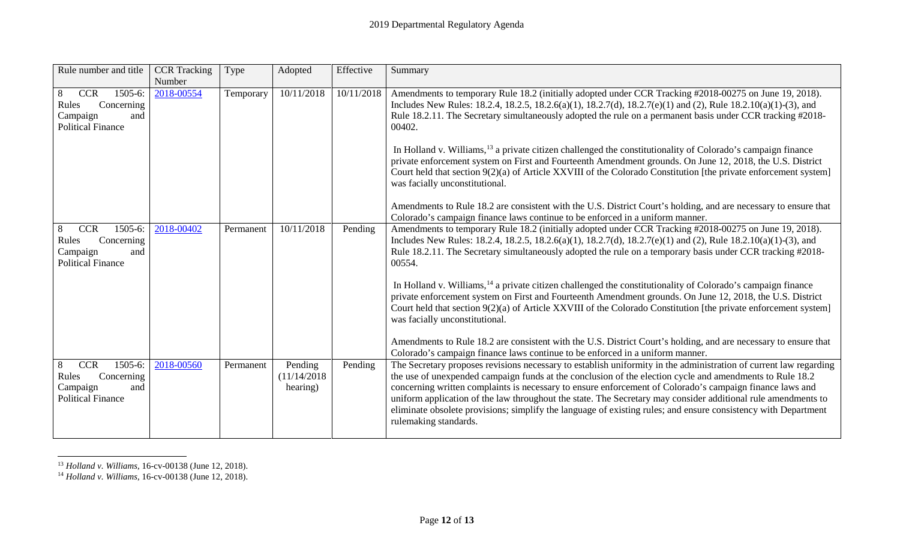| Rule number and title | CCR Tracking Number | Type | Adopted | Effective | Summary |
|---|---|---|---|---|---|
| 8 CCR 1505-6: Rules Concerning Campaign and Political Finance | 2018-00554 | Temporary | 10/11/2018 | 10/11/2018 | Amendments to temporary Rule 18.2 (initially adopted under CCR Tracking #2018-00275 on June 19, 2018). Includes New Rules: 18.2.4, 18.2.5, 18.2.6(a)(1), 18.2.7(d), 18.2.7(e)(1) and (2), Rule 18.2.10(a)(1)-(3), and Rule 18.2.11. The Secretary simultaneously adopted the rule on a permanent basis under CCR tracking #2018-00402.<br><br>In Holland v. Williams,[13] a private citizen challenged the constitutionality of Colorado's campaign finance private enforcement system on First and Fourteenth Amendment grounds. On June 12, 2018, the U.S. District Court held that section 9(2)(a) of Article XXVIII of the Colorado Constitution [the private enforcement system] was facially unconstitutional.<br><br>Amendments to Rule 18.2 are consistent with the U.S. District Court's holding, and are necessary to ensure that Colorado's campaign finance laws continue to be enforced in a uniform manner. |
| 8 CCR 1505-6: Rules Concerning Campaign and Political Finance | 2018-00402 | Permanent | 10/11/2018 | Pending | Amendments to temporary Rule 18.2 (initially adopted under CCR Tracking #2018-00275 on June 19, 2018). Includes New Rules: 18.2.4, 18.2.5, 18.2.6(a)(1), 18.2.7(d), 18.2.7(e)(1) and (2), Rule 18.2.10(a)(1)-(3), and Rule 18.2.11. The Secretary simultaneously adopted the rule on a temporary basis under CCR tracking #2018-00554.<br><br>In Holland v. Williams,[14] a private citizen challenged the constitutionality of Colorado's campaign finance private enforcement system on First and Fourteenth Amendment grounds. On June 12, 2018, the U.S. District Court held that section 9(2)(a) of Article XXVIII of the Colorado Constitution [the private enforcement system] was facially unconstitutional.<br><br>Amendments to Rule 18.2 are consistent with the U.S. District Court's holding, and are necessary to ensure that Colorado's campaign finance laws continue to be enforced in a uniform manner. |
| 8 CCR 1505-6: Rules Concerning Campaign and Political Finance | 2018-00560 | Permanent | Pending (11/14/2018 hearing) | Pending | The Secretary proposes revisions necessary to establish uniformity in the administration of current law regarding the use of unexpended campaign funds at the conclusion of the election cycle and amendments to Rule 18.2 concerning written complaints is necessary to ensure enforcement of Colorado's campaign finance laws and uniform application of the law throughout the state. The Secretary may consider additional rule amendments to eliminate obsolete provisions; simplify the language of existing rules; and ensure consistency with Department rulemaking standards. |

[13] *Holland v. Williams*, 16-cv-00138 (June 12, 2018).

[14] *Holland v. Williams*, 16-cv-00138 (June 12, 2018).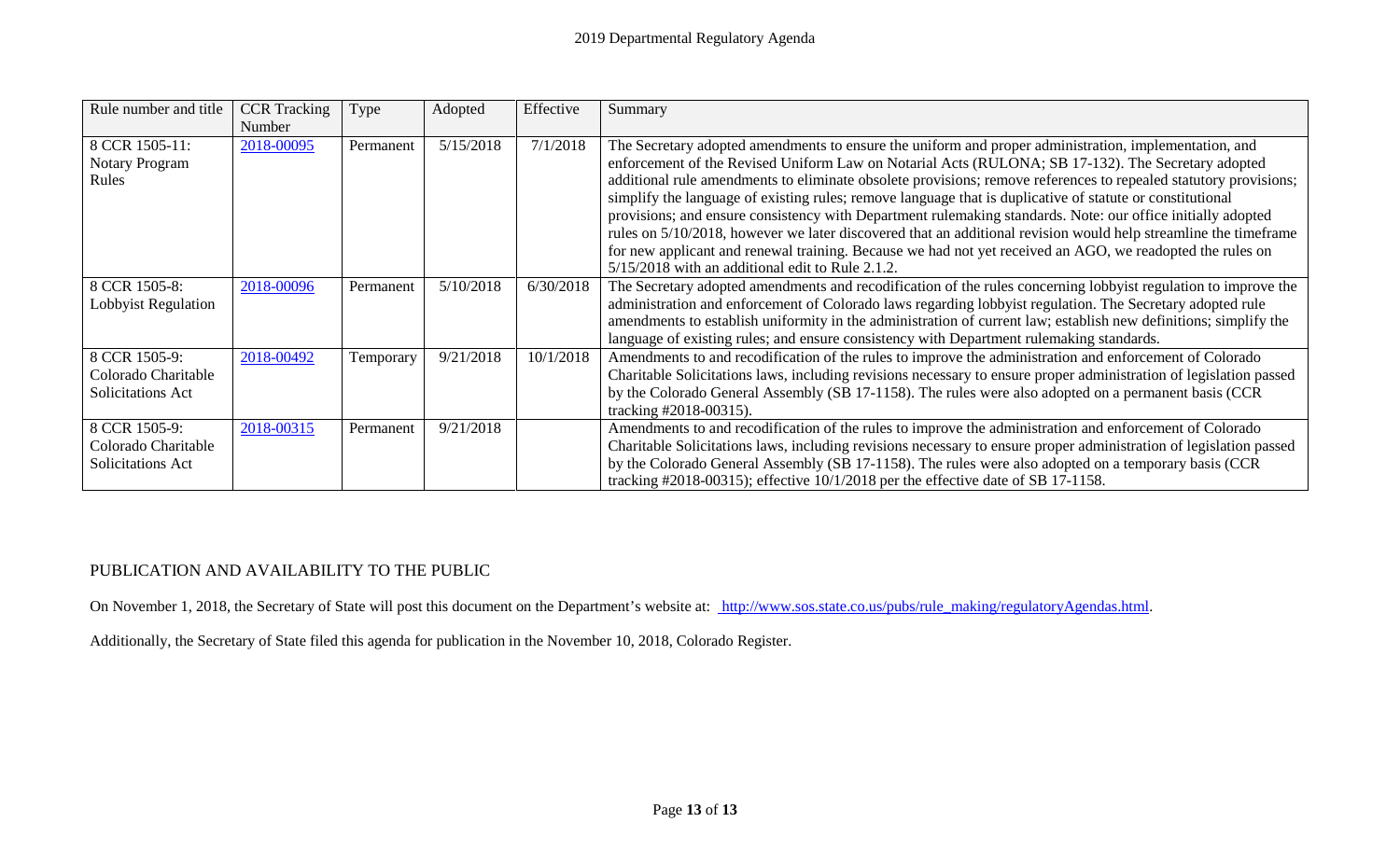| Rule number and title | CCR Tracking Number | Type | Adopted | Effective | Summary |
|---|---|---|---|---|---|
| 8 CCR 1505-11: Notary Program Rules | 2018-00095 | Permanent | 5/15/2018 | 7/1/2018 | The Secretary adopted amendments to ensure the uniform and proper administration, implementation, and enforcement of the Revised Uniform Law on Notarial Acts (RULONA; SB 17-132). The Secretary adopted additional rule amendments to eliminate obsolete provisions; remove references to repealed statutory provisions; simplify the language of existing rules; remove language that is duplicative of statute or constitutional provisions; and ensure consistency with Department rulemaking standards. Note: our office initially adopted rules on 5/10/2018, however we later discovered that an additional revision would help streamline the timeframe for new applicant and renewal training. Because we had not yet received an AGO, we readopted the rules on 5/15/2018 with an additional edit to Rule 2.1.2. |
| 8 CCR 1505-8: Lobbyist Regulation | 2018-00096 | Permanent | 5/10/2018 | 6/30/2018 | The Secretary adopted amendments and recodification of the rules concerning lobbyist regulation to improve the administration and enforcement of Colorado laws regarding lobbyist regulation. The Secretary adopted rule amendments to establish uniformity in the administration of current law; establish new definitions; simplify the language of existing rules; and ensure consistency with Department rulemaking standards. |
| 8 CCR 1505-9: Colorado Charitable Solicitations Act | 2018-00492 | Temporary | 9/21/2018 | 10/1/2018 | Amendments to and recodification of the rules to improve the administration and enforcement of Colorado Charitable Solicitations laws, including revisions necessary to ensure proper administration of legislation passed by the Colorado General Assembly (SB 17-1158). The rules were also adopted on a permanent basis (CCR tracking #2018-00315). |
| 8 CCR 1505-9: Colorado Charitable Solicitations Act | 2018-00315 | Permanent | 9/21/2018 | | Amendments to and recodification of the rules to improve the administration and enforcement of Colorado Charitable Solicitations laws, including revisions necessary to ensure proper administration of legislation passed by the Colorado General Assembly (SB 17-1158). The rules were also adopted on a temporary basis (CCR tracking #2018-00315); effective 10/1/2018 per the effective date of SB 17-1158. |

## PUBLICATION AND AVAILABILITY TO THE PUBLIC

On November 1, 2018, the Secretary of State will post this document on the Department's website at: http://www.sos.state.co.us/pubs/rule_making/regulatoryAgendas.html.

Additionally, the Secretary of State filed this agenda for publication in the November 10, 2018, Colorado Register.